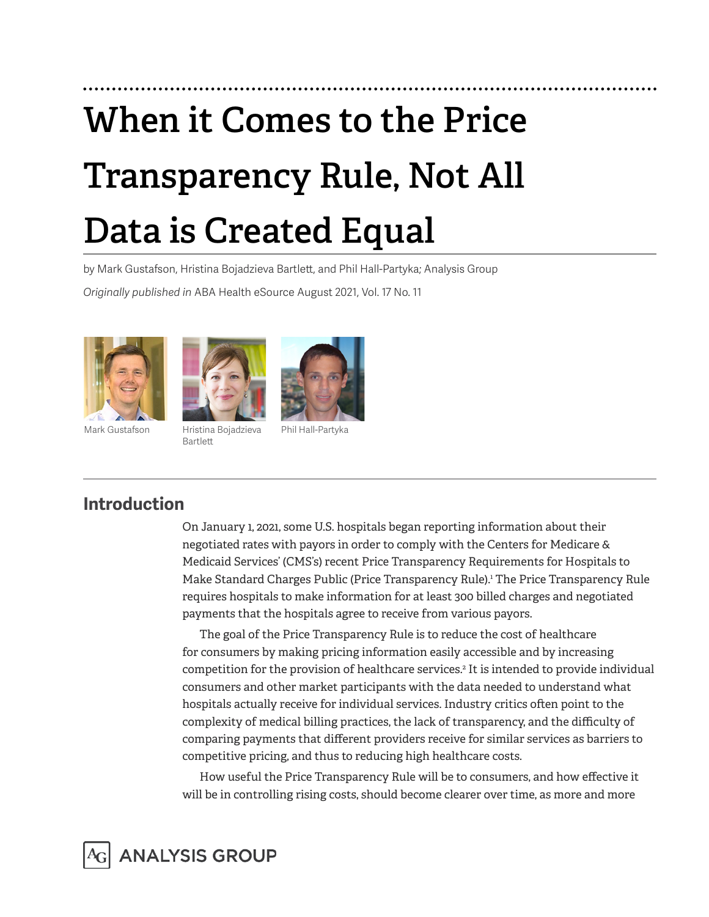# When it Comes to the Price Transparency Rule, Not All Data is Created Equal

by Mark Gustafson, Hristina Bojadzieva Bartlett, and Phil Hall-Partyka; Analysis Group

*Originally published in* ABA Health eSource August 2021, Vol. 17 No. 11

Mark Gustafson

Hristina Bojadzieva Bartlett

Phil Hall-Partyka

## Introduction

On January 1, 2021, some U.S. hospitals began reporting information about their negotiated rates with payors in order to comply with the Centers for Medicare & Medicaid Services' (CMS's) recent Price Transparency Requirements for Hospitals to Make Standard Charges Public (Price Transparency Rule).[1] The Price Transparency Rule requires hospitals to make information for at least 300 billed charges and negotiated payments that the hospitals agree to receive from various payors.

The goal of the Price Transparency Rule is to reduce the cost of healthcare for consumers by making pricing information easily accessible and by increasing competition for the provision of healthcare services.[2] It is intended to provide individual consumers and other market participants with the data needed to understand what hospitals actually receive for individual services. Industry critics often point to the complexity of medical billing practices, the lack of transparency, and the difficulty of comparing payments that different providers receive for similar services as barriers to competitive pricing, and thus to reducing high healthcare costs.

How useful the Price Transparency Rule will be to consumers, and how effective it will be in controlling rising costs, should become clearer over time, as more and more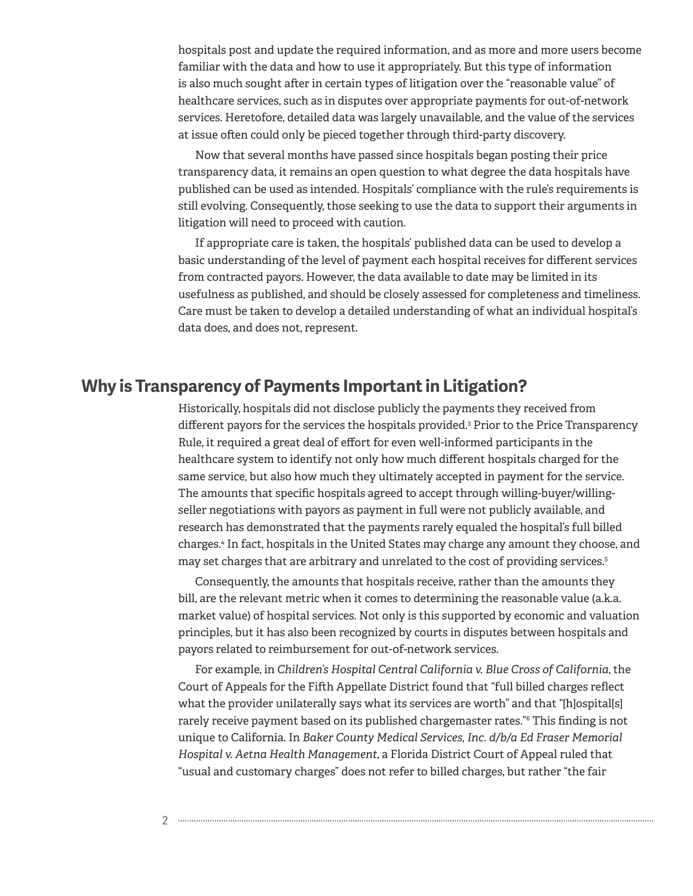hospitals post and update the required information, and as more and more users become familiar with the data and how to use it appropriately. But this type of information is also much sought after in certain types of litigation over the "reasonable value" of healthcare services, such as in disputes over appropriate payments for out-of-network services. Heretofore, detailed data was largely unavailable, and the value of the services at issue often could only be pieced together through third-party discovery.

Now that several months have passed since hospitals began posting their price transparency data, it remains an open question to what degree the data hospitals have published can be used as intended. Hospitals' compliance with the rule's requirements is still evolving. Consequently, those seeking to use the data to support their arguments in litigation will need to proceed with caution.

If appropriate care is taken, the hospitals' published data can be used to develop a basic understanding of the level of payment each hospital receives for different services from contracted payors. However, the data available to date may be limited in its usefulness as published, and should be closely assessed for completeness and timeliness. Care must be taken to develop a detailed understanding of what an individual hospital's data does, and does not, represent.

## Why is Transparency of Payments Important in Litigation?

Historically, hospitals did not disclose publicly the payments they received from different payors for the services the hospitals provided.[3] Prior to the Price Transparency Rule, it required a great deal of effort for even well-informed participants in the healthcare system to identify not only how much different hospitals charged for the same service, but also how much they ultimately accepted in payment for the service. The amounts that specific hospitals agreed to accept through willing-buyer/willing-seller negotiations with payors as payment in full were not publicly available, and research has demonstrated that the payments rarely equaled the hospital's full billed charges.[4] In fact, hospitals in the United States may charge any amount they choose, and may set charges that are arbitrary and unrelated to the cost of providing services.[5]

Consequently, the amounts that hospitals receive, rather than the amounts they bill, are the relevant metric when it comes to determining the reasonable value (a.k.a. market value) of hospital services. Not only is this supported by economic and valuation principles, but it has also been recognized by courts in disputes between hospitals and payors related to reimbursement for out-of-network services.

For example, in *Children's Hospital Central California v. Blue Cross of California*, the Court of Appeals for the Fifth Appellate District found that "full billed charges reflect what the provider unilaterally says what its services are worth" and that "[h]ospital[s] rarely receive payment based on its published chargemaster rates."[6] This finding is not unique to California. In *Baker County Medical Services, Inc. d/b/a Ed Fraser Memorial Hospital v. Aetna Health Management*, a Florida District Court of Appeal ruled that "usual and customary charges" does not refer to billed charges, but rather "the fair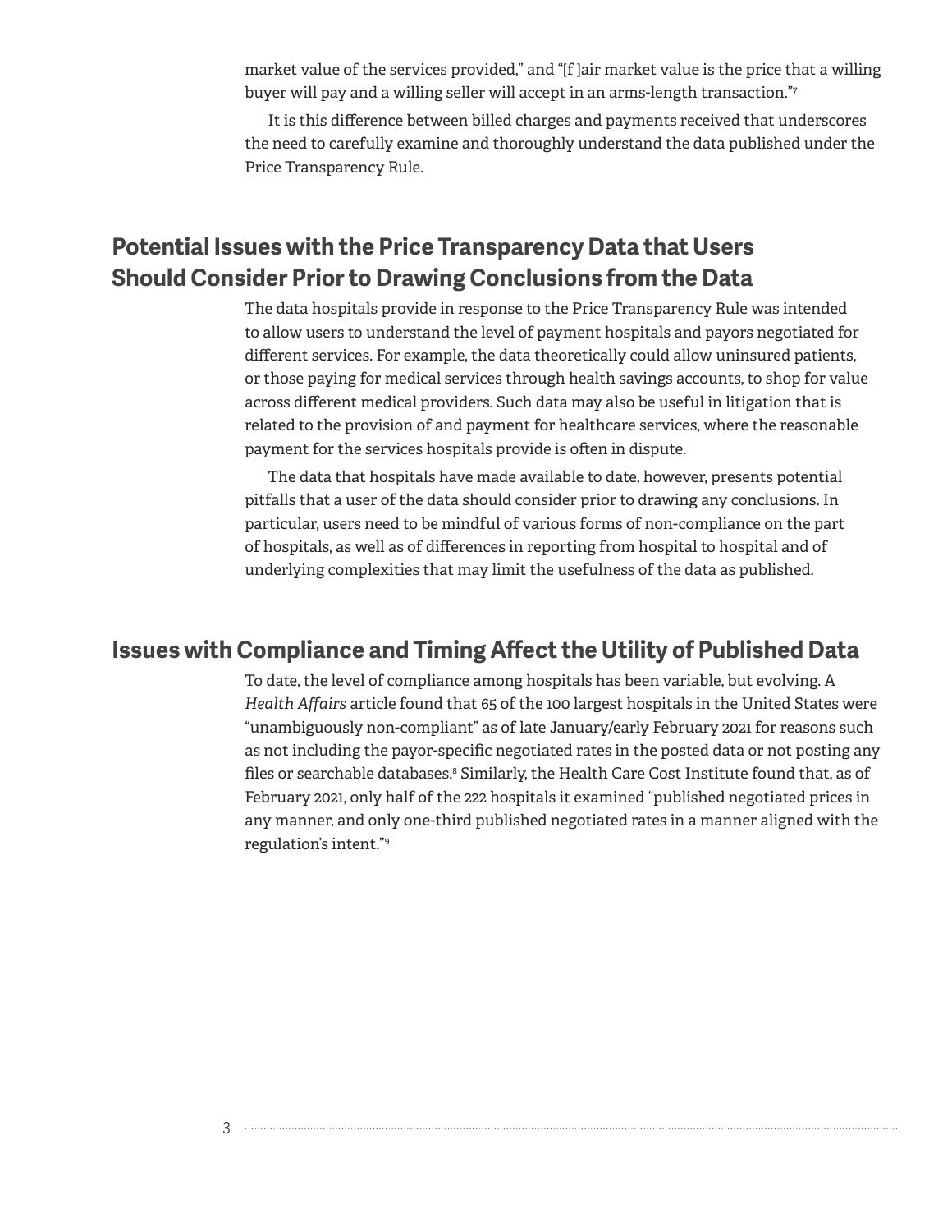market value of the services provided," and "[f ]air market value is the price that a willing buyer will pay and a willing seller will accept in an arms-length transaction."[7]

It is this difference between billed charges and payments received that underscores the need to carefully examine and thoroughly understand the data published under the Price Transparency Rule.

## Potential Issues with the Price Transparency Data that Users Should Consider Prior to Drawing Conclusions from the Data

The data hospitals provide in response to the Price Transparency Rule was intended to allow users to understand the level of payment hospitals and payors negotiated for different services. For example, the data theoretically could allow uninsured patients, or those paying for medical services through health savings accounts, to shop for value across different medical providers. Such data may also be useful in litigation that is related to the provision of and payment for healthcare services, where the reasonable payment for the services hospitals provide is often in dispute.

The data that hospitals have made available to date, however, presents potential pitfalls that a user of the data should consider prior to drawing any conclusions. In particular, users need to be mindful of various forms of non-compliance on the part of hospitals, as well as of differences in reporting from hospital to hospital and of underlying complexities that may limit the usefulness of the data as published.

## Issues with Compliance and Timing Affect the Utility of Published Data

To date, the level of compliance among hospitals has been variable, but evolving. A *Health Affairs* article found that 65 of the 100 largest hospitals in the United States were "unambiguously non-compliant" as of late January/early February 2021 for reasons such as not including the payor-specific negotiated rates in the posted data or not posting any files or searchable databases.[8] Similarly, the Health Care Cost Institute found that, as of February 2021, only half of the 222 hospitals it examined "published negotiated prices in any manner, and only one-third published negotiated rates in a manner aligned with the regulation's intent."[9]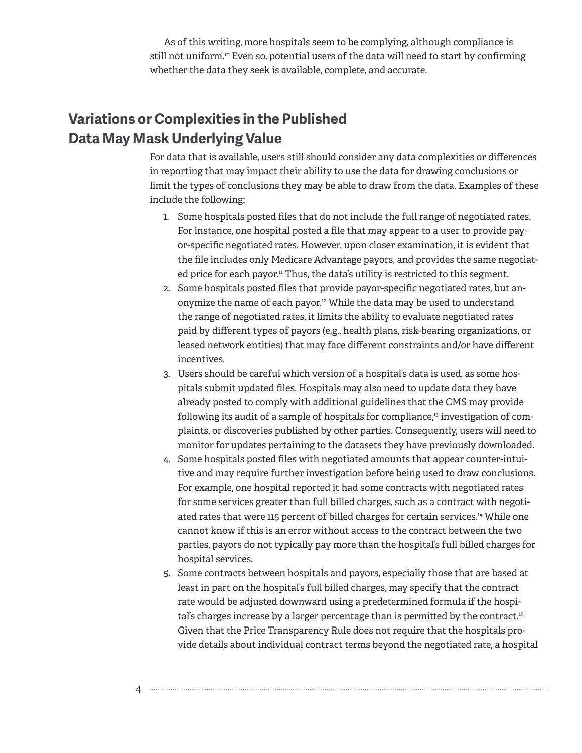As of this writing, more hospitals seem to be complying, although compliance is still not uniform.[10] Even so, potential users of the data will need to start by confirming whether the data they seek is available, complete, and accurate.

## Variations or Complexities in the Published Data May Mask Underlying Value

For data that is available, users still should consider any data complexities or differences in reporting that may impact their ability to use the data for drawing conclusions or limit the types of conclusions they may be able to draw from the data. Examples of these include the following:

1. Some hospitals posted files that do not include the full range of negotiated rates. For instance, one hospital posted a file that may appear to a user to provide payor-specific negotiated rates. However, upon closer examination, it is evident that the file includes only Medicare Advantage payors, and provides the same negotiated price for each payor.[11] Thus, the data's utility is restricted to this segment.
2. Some hospitals posted files that provide payor-specific negotiated rates, but anonymize the name of each payor.[12] While the data may be used to understand the range of negotiated rates, it limits the ability to evaluate negotiated rates paid by different types of payors (e.g., health plans, risk-bearing organizations, or leased network entities) that may face different constraints and/or have different incentives.
3. Users should be careful which version of a hospital's data is used, as some hospitals submit updated files. Hospitals may also need to update data they have already posted to comply with additional guidelines that the CMS may provide following its audit of a sample of hospitals for compliance,[13] investigation of complaints, or discoveries published by other parties. Consequently, users will need to monitor for updates pertaining to the datasets they have previously downloaded.
4. Some hospitals posted files with negotiated amounts that appear counter-intuitive and may require further investigation before being used to draw conclusions. For example, one hospital reported it had some contracts with negotiated rates for some services greater than full billed charges, such as a contract with negotiated rates that were 115 percent of billed charges for certain services.[14] While one cannot know if this is an error without access to the contract between the two parties, payors do not typically pay more than the hospital's full billed charges for hospital services.
5. Some contracts between hospitals and payors, especially those that are based at least in part on the hospital's full billed charges, may specify that the contract rate would be adjusted downward using a predetermined formula if the hospital's charges increase by a larger percentage than is permitted by the contract.[15] Given that the Price Transparency Rule does not require that the hospitals provide details about individual contract terms beyond the negotiated rate, a hospital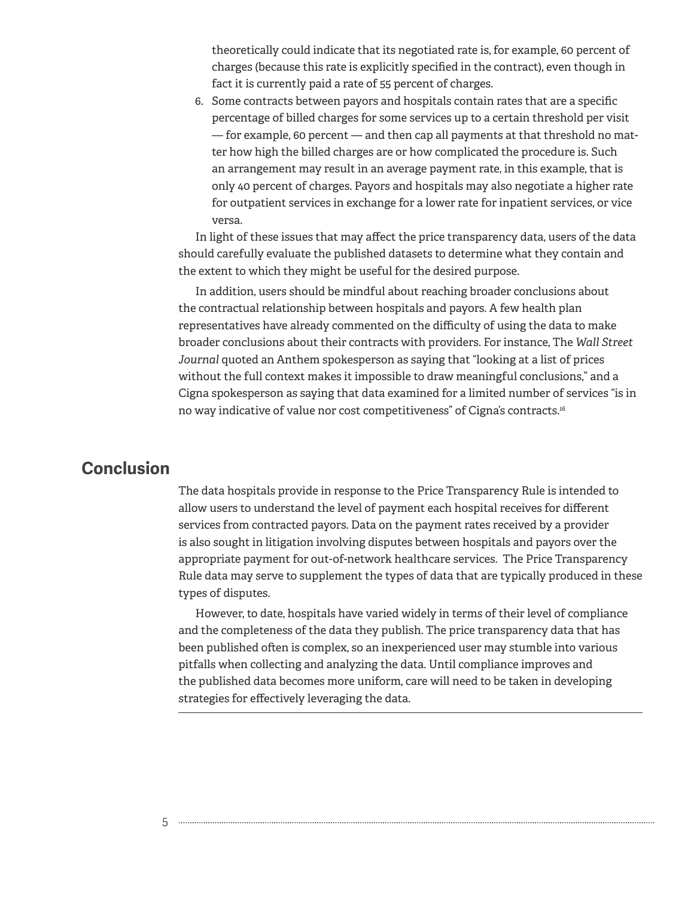theoretically could indicate that its negotiated rate is, for example, 60 percent of charges (because this rate is explicitly specified in the contract), even though in fact it is currently paid a rate of 55 percent of charges.

6. Some contracts between payors and hospitals contain rates that are a specific percentage of billed charges for some services up to a certain threshold per visit — for example, 60 percent — and then cap all payments at that threshold no matter how high the billed charges are or how complicated the procedure is. Such an arrangement may result in an average payment rate, in this example, that is only 40 percent of charges. Payors and hospitals may also negotiate a higher rate for outpatient services in exchange for a lower rate for inpatient services, or vice versa.

In light of these issues that may affect the price transparency data, users of the data should carefully evaluate the published datasets to determine what they contain and the extent to which they might be useful for the desired purpose.

In addition, users should be mindful about reaching broader conclusions about the contractual relationship between hospitals and payors. A few health plan representatives have already commented on the difficulty of using the data to make broader conclusions about their contracts with providers. For instance, The *Wall Street Journal* quoted an Anthem spokesperson as saying that "looking at a list of prices without the full context makes it impossible to draw meaningful conclusions," and a Cigna spokesperson as saying that data examined for a limited number of services "is in no way indicative of value nor cost competitiveness" of Cigna's contracts.[16]

## Conclusion

The data hospitals provide in response to the Price Transparency Rule is intended to allow users to understand the level of payment each hospital receives for different services from contracted payors. Data on the payment rates received by a provider is also sought in litigation involving disputes between hospitals and payors over the appropriate payment for out-of-network healthcare services. The Price Transparency Rule data may serve to supplement the types of data that are typically produced in these types of disputes.

However, to date, hospitals have varied widely in terms of their level of compliance and the completeness of the data they publish. The price transparency data that has been published often is complex, so an inexperienced user may stumble into various pitfalls when collecting and analyzing the data. Until compliance improves and the published data becomes more uniform, care will need to be taken in developing strategies for effectively leveraging the data.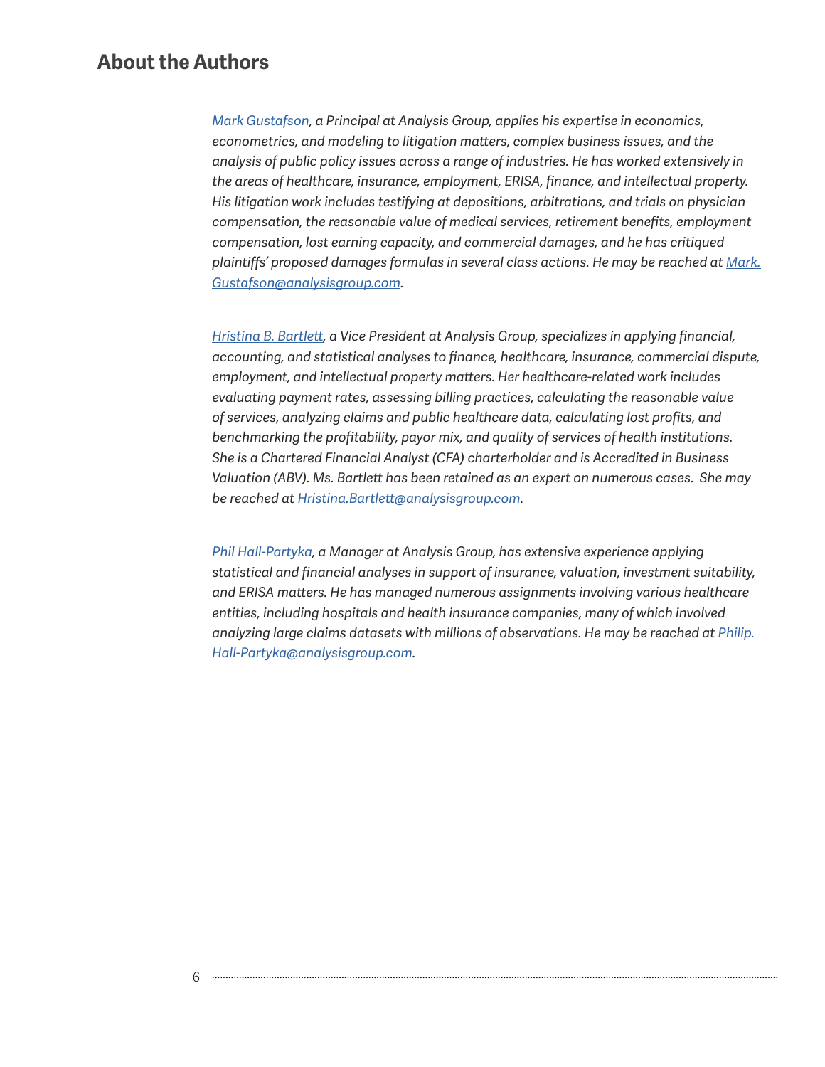## About the Authors

*[Mark Gustafson](#), a Principal at Analysis Group, applies his expertise in economics, econometrics, and modeling to litigation matters, complex business issues, and the analysis of public policy issues across a range of industries. He has worked extensively in the areas of healthcare, insurance, employment, ERISA, finance, and intellectual property. His litigation work includes testifying at depositions, arbitrations, and trials on physician compensation, the reasonable value of medical services, retirement benefits, employment compensation, lost earning capacity, and commercial damages, and he has critiqued plaintiffs' proposed damages formulas in several class actions. He may be reached at Mark.Gustafson@analysisgroup.com.*

*[Hristina B. Bartlett](#), a Vice President at Analysis Group, specializes in applying financial, accounting, and statistical analyses to finance, healthcare, insurance, commercial dispute, employment, and intellectual property matters. Her healthcare-related work includes evaluating payment rates, assessing billing practices, calculating the reasonable value of services, analyzing claims and public healthcare data, calculating lost profits, and benchmarking the profitability, payor mix, and quality of services of health institutions. She is a Chartered Financial Analyst (CFA) charterholder and is Accredited in Business Valuation (ABV). Ms. Bartlett has been retained as an expert on numerous cases. She may be reached at Hristina.Bartlett@analysisgroup.com.*

*[Phil Hall-Partyka](#), a Manager at Analysis Group, has extensive experience applying statistical and financial analyses in support of insurance, valuation, investment suitability, and ERISA matters. He has managed numerous assignments involving various healthcare entities, including hospitals and health insurance companies, many of which involved analyzing large claims datasets with millions of observations. He may be reached at Philip.Hall-Partyka@analysisgroup.com.*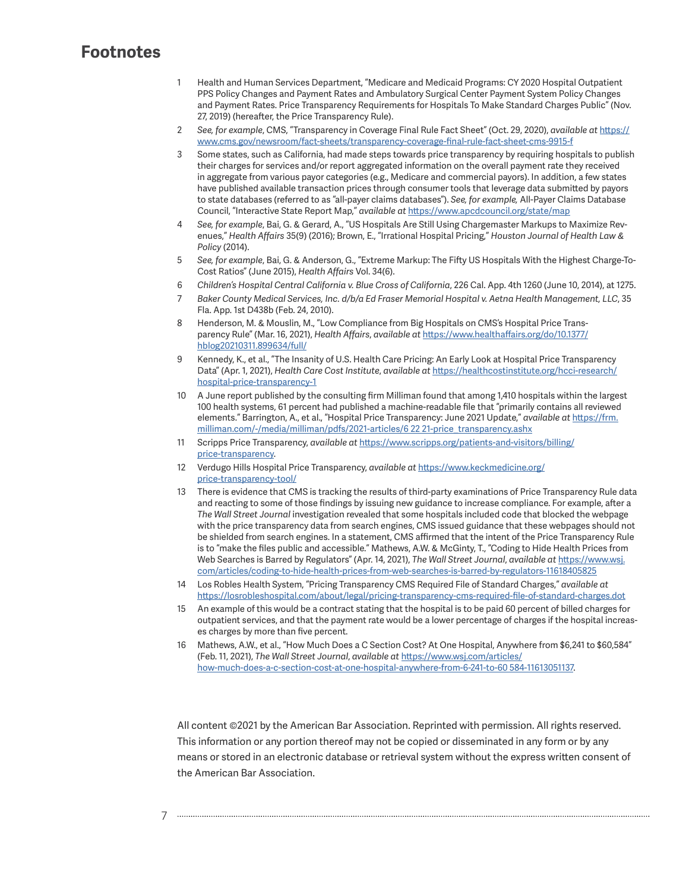# Footnotes

1. Health and Human Services Department, "Medicare and Medicaid Programs: CY 2020 Hospital Outpatient PPS Policy Changes and Payment Rates and Ambulatory Surgical Center Payment System Policy Changes and Payment Rates. Price Transparency Requirements for Hospitals To Make Standard Charges Public" (Nov. 27, 2019) (hereafter, the Price Transparency Rule).
2. *See, for example*, CMS, "Transparency in Coverage Final Rule Fact Sheet" (Oct. 29, 2020), *available at* https://www.cms.gov/newsroom/fact-sheets/transparency-coverage-final-rule-fact-sheet-cms-9915-f
3. Some states, such as California, had made steps towards price transparency by requiring hospitals to publish their charges for services and/or report aggregated information on the overall payment rate they received in aggregate from various payor categories (e.g., Medicare and commercial payors). In addition, a few states have published available transaction prices through consumer tools that leverage data submitted by payors to state databases (referred to as "all-payer claims databases"). *See, for example,* All-Payer Claims Database Council, "Interactive State Report Map," *available at* https://www.apcdcouncil.org/state/map
4. *See, for example*, Bai, G. & Gerard, A., "US Hospitals Are Still Using Chargemaster Markups to Maximize Revenues," *Health Affairs* 35(9) (2016); Brown, E., "Irrational Hospital Pricing," *Houston Journal of Health Law & Policy* (2014).
5. *See, for example*, Bai, G. & Anderson, G., "Extreme Markup: The Fifty US Hospitals With the Highest Charge-To-Cost Ratios" (June 2015), *Health Affairs* Vol. 34(6).
6. *Children's Hospital Central California v. Blue Cross of California*, 226 Cal. App. 4th 1260 (June 10, 2014), at 1275.
7. *Baker County Medical Services, Inc. d/b/a Ed Fraser Memorial Hospital v. Aetna Health Management, LLC*, 35 Fla. App. 1st D438b (Feb. 24, 2010).
8. Henderson, M. & Mouslin, M., "Low Compliance from Big Hospitals on CMS's Hospital Price Transparency Rule" (Mar. 16, 2021), *Health Affairs*, *available at* https://www.healthaffairs.org/do/10.1377/hblog20210311.899634/full/
9. Kennedy, K., et al., "The Insanity of U.S. Health Care Pricing: An Early Look at Hospital Price Transparency Data" (Apr. 1, 2021), *Health Care Cost Institute*, *available at* https://healthcostinstitute.org/hcci-research/hospital-price-transparency-1
10. A June report published by the consulting firm Milliman found that among 1,410 hospitals within the largest 100 health systems, 61 percent had published a machine-readable file that "primarily contains all reviewed elements." Barrington, A., et al., "Hospital Price Transparency: June 2021 Update," *available at* https://frm.milliman.com/-/media/milliman/pdfs/2021-articles/6 22 21-price_transparency.ashx
11. Scripps Price Transparency, *available at* https://www.scripps.org/patients-and-visitors/billing/price-transparency.
12. Verdugo Hills Hospital Price Transparency, *available at* https://www.keckmedicine.org/price-transparency-tool/
13. There is evidence that CMS is tracking the results of third-party examinations of Price Transparency Rule data and reacting to some of those findings by issuing new guidance to increase compliance. For example, after a *The Wall Street Journal* investigation revealed that some hospitals included code that blocked the webpage with the price transparency data from search engines, CMS issued guidance that these webpages should not be shielded from search engines. In a statement, CMS affirmed that the intent of the Price Transparency Rule is to "make the files public and accessible." Mathews, A.W. & McGinty, T., "Coding to Hide Health Prices from Web Searches is Barred by Regulators" (Apr. 14, 2021), *The Wall Street Journal*, *available at* https://www.wsj.com/articles/coding-to-hide-health-prices-from-web-searches-is-barred-by-regulators-11618405825
14. Los Robles Health System, "Pricing Transparency CMS Required File of Standard Charges," *available at* https://losrobleshospital.com/about/legal/pricing-transparency-cms-required-file-of-standard-charges.dot
15. An example of this would be a contract stating that the hospital is to be paid 60 percent of billed charges for outpatient services, and that the payment rate would be a lower percentage of charges if the hospital increases charges by more than five percent.
16. Mathews, A.W., et al., "How Much Does a C Section Cost? At One Hospital, Anywhere from $6,241 to $60,584" (Feb. 11, 2021), *The Wall Street Journal*, *available at* https://www.wsj.com/articles/how-much-does-a-c-section-cost-at-one-hospital-anywhere-from-6-241-to-60 584-11613051137.

All content ©2021 by the American Bar Association. Reprinted with permission. All rights reserved. This information or any portion thereof may not be copied or disseminated in any form or by any means or stored in an electronic database or retrieval system without the express written consent of the American Bar Association.